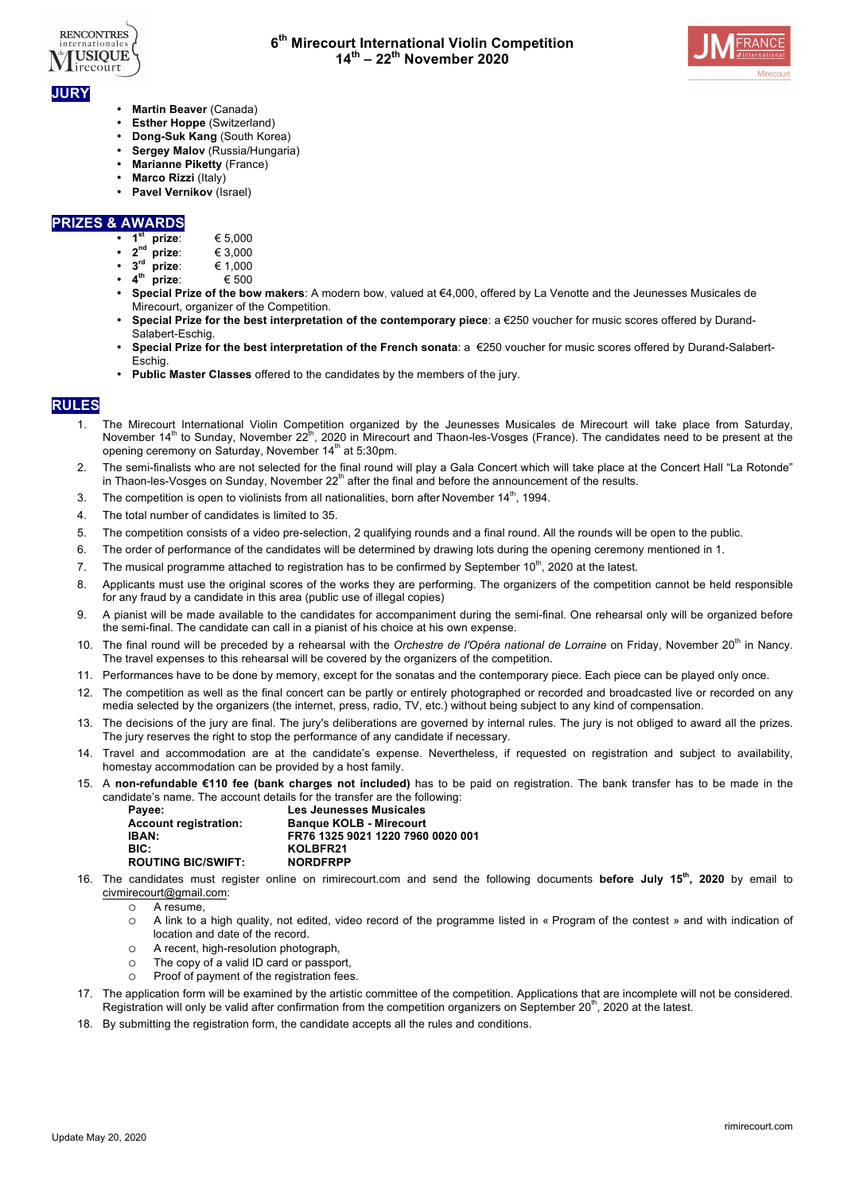# 6th Mirecourt International Violin Competition
## 14th – 22nd November 2020

## JURY

- **Martin Beaver** (Canada)
- **Esther Hoppe** (Switzerland)
- **Dong-Suk Kang** (South Korea)
- **Sergey Malov** (Russia/Hungaria)
- **Marianne Piketty** (France)
- **Marco Rizzi** (Italy)
- **Pavel Vernikov** (Israel)

## PRIZES & AWARDS

- **1st prize**: € 5,000
- **2nd prize**: € 3,000
- **3rd prize**: € 1,000
- **4th prize**: € 500
- **Special Prize of the bow makers**: A modern bow, valued at €4,000, offered by La Venotte and the Jeunesses Musicales de Mirecourt, organizer of the Competition.
- **Special Prize for the best interpretation of the contemporary piece**: a €250 voucher for music scores offered by Durand-Salabert-Eschig.
- **Special Prize for the best interpretation of the French sonata**: a €250 voucher for music scores offered by Durand-Salabert-Eschig.
- **Public Master Classes** offered to the candidates by the members of the jury.

## RULES

1. The Mirecourt International Violin Competition organized by the Jeunesses Musicales de Mirecourt will take place from Saturday, November 14th to Sunday, November 22nd, 2020 in Mirecourt and Thaon-les-Vosges (France). The candidates need to be present at the opening ceremony on Saturday, November 14th at 5:30pm.
2. The semi-finalists who are not selected for the final round will play a Gala Concert which will take place at the Concert Hall "La Rotonde" in Thaon-les-Vosges on Sunday, November 22th after the final and before the announcement of the results.
3. The competition is open to violinists from all nationalities, born after November 14th, 1994.
4. The total number of candidates is limited to 35.
5. The competition consists of a video pre-selection, 2 qualifying rounds and a final round. All the rounds will be open to the public.
6. The order of performance of the candidates will be determined by drawing lots during the opening ceremony mentioned in 1.
7. The musical programme attached to registration has to be confirmed by September 10th, 2020 at the latest.
8. Applicants must use the original scores of the works they are performing. The organizers of the competition cannot be held responsible for any fraud by a candidate in this area (public use of illegal copies)
9. A pianist will be made available to the candidates for accompaniment during the semi-final. One rehearsal only will be organized before the semi-final. The candidate can call in a pianist of his choice at his own expense.
10. The final round will be preceded by a rehearsal with the *Orchestre de l'Opéra national de Lorraine* on Friday, November 20th in Nancy. The travel expenses to this rehearsal will be covered by the organizers of the competition.
11. Performances have to be done by memory, except for the sonatas and the contemporary piece. Each piece can be played only once.
12. The competition as well as the final concert can be partly or entirely photographed or recorded and broadcasted live or recorded on any media selected by the organizers (the internet, press, radio, TV, etc.) without being subject to any kind of compensation.
13. The decisions of the jury are final. The jury's deliberations are governed by internal rules. The jury is not obliged to award all the prizes. The jury reserves the right to stop the performance of any candidate if necessary.
14. Travel and accommodation are at the candidate's expense. Nevertheless, if requested on registration and subject to availability, homestay accommodation can be provided by a host family.
15. A **non-refundable €110 fee (bank charges not included)** has to be paid on registration. The bank transfer has to be made in the candidate's name. The account details for the transfer are the following:

| | |
|---|---|
| **Payee:** | **Les Jeunesses Musicales** |
| **Account registration:** | **Banque KOLB - Mirecourt** |
| **IBAN:** | **FR76 1325 9021 1220 7960 0020 001** |
| **BIC:** | **KOLBFR21** |
| **ROUTING BIC/SWIFT:** | **NORDFRPP** |

16. The candidates must register online on rimirecourt.com and send the following documents **before July 15th, 2020** by email to civmirecourt@gmail.com:
    - A resume,
    - A link to a high quality, not edited, video record of the programme listed in « Program of the contest » and with indication of location and date of the record.
    - A recent, high-resolution photograph,
    - The copy of a valid ID card or passport,
    - Proof of payment of the registration fees.
17. The application form will be examined by the artistic committee of the competition. Applications that are incomplete will not be considered. Registration will only be valid after confirmation from the competition organizers on September 20th, 2020 at the latest.
18. By submitting the registration form, the candidate accepts all the rules and conditions.

Update May 20, 2020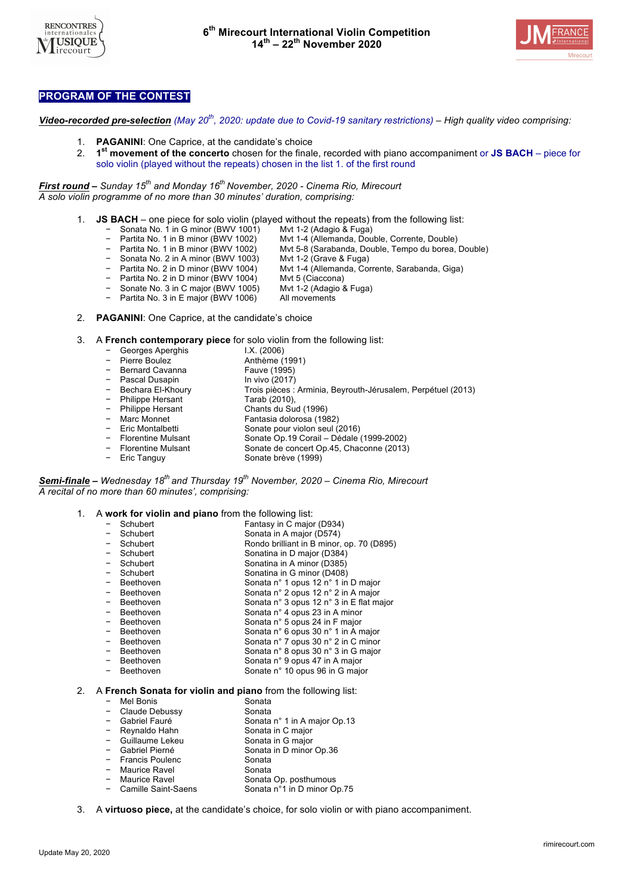**6th Mirecourt International Violin Competition**
**14th – 22nd November 2020**

## PROGRAM OF THE CONTEST

***Video-recorded pre-selection*** *(May 20th, 2020: update due to Covid-19 sanitary restrictions) – High quality video comprising:*

1. **PAGANINI**: One Caprice, at the candidate's choice
2. **1st movement of the concerto** chosen for the finale, recorded with piano accompaniment or **JS BACH** – piece for solo violin (played without the repeats) chosen in the list 1. of the first round

***First round*** *– Sunday 15th and Monday 16th November, 2020 - Cinema Rio, Mirecourt*
*A solo violin programme of no more than 30 minutes' duration, comprising:*

1. **JS BACH** – one piece for solo violin (played without the repeats) from the following list:
   - Sonata No. 1 in G minor (BWV 1001) — Mvt 1-2 (Adagio & Fuga)
   - Partita No. 1 in B minor (BWV 1002) — Mvt 1-4 (Allemanda, Double, Corrente, Double)
   - Partita No. 1 in B minor (BWV 1002) — Mvt 5-8 (Sarabanda, Double, Tempo du borea, Double)
   - Sonata No. 2 in A minor (BWV 1003) — Mvt 1-2 (Grave & Fuga)
   - Partita No. 2 in D minor (BWV 1004) — Mvt 1-4 (Allemanda, Corrente, Sarabanda, Giga)
   - Partita No. 2 in D minor (BWV 1004) — Mvt 5 (Ciaccona)
   - Sonate No. 3 in C major (BWV 1005) — Mvt 1-2 (Adagio & Fuga)
   - Partita No. 3 in E major (BWV 1006) — All movements

2. **PAGANINI**: One Caprice, at the candidate's choice

3. A **French contemporary piece** for solo violin from the following list:
   - Georges Aperghis — I.X. (2006)
   - Pierre Boulez — Anthème (1991)
   - Bernard Cavanna — Fauve (1995)
   - Pascal Dusapin — In vivo (2017)
   - Bechara El-Khoury — Trois pièces : Arminia, Beyrouth-Jérusalem, Perpétuel (2013)
   - Philippe Hersant — Tarab (2010),
   - Philippe Hersant — Chants du Sud (1996)
   - Marc Monnet — Fantasia dolorosa (1982)
   - Eric Montalbetti — Sonate pour violon seul (2016)
   - Florentine Mulsant — Sonate Op.19 Corail – Dédale (1999-2002)
   - Florentine Mulsant — Sonate de concert Op.45, Chaconne (2013)
   - Eric Tanguy — Sonate brève (1999)

***Semi-finale*** *– Wednesday 18th and Thursday 19th November, 2020 – Cinema Rio, Mirecourt*
*A recital of no more than 60 minutes', comprising:*

1. A **work for violin and piano** from the following list:
   - Schubert — Fantasy in C major (D934)
   - Schubert — Sonata in A major (D574)
   - Schubert — Rondo brilliant in B minor, op. 70 (D895)
   - Schubert — Sonatina in D major (D384)
   - Schubert — Sonatina in A minor (D385)
   - Schubert — Sonatina in G minor (D408)
   - Beethoven — Sonata n° 1 opus 12 n° 1 in D major
   - Beethoven — Sonata n° 2 opus 12 n° 2 in A major
   - Beethoven — Sonata n° 3 opus 12 n° 3 in E flat major
   - Beethoven — Sonata n° 4 opus 23 in A minor
   - Beethoven — Sonata n° 5 opus 24 in F major
   - Beethoven — Sonata n° 6 opus 30 n° 1 in A major
   - Beethoven — Sonata n° 7 opus 30 n° 2 in C minor
   - Beethoven — Sonata n° 8 opus 30 n° 3 in G major
   - Beethoven — Sonata n° 9 opus 47 in A major
   - Beethoven — Sonate n° 10 opus 96 in G major

2. A **French Sonata for violin and piano** from the following list:
   - Mel Bonis — Sonata
   - Claude Debussy — Sonata
   - Gabriel Fauré — Sonata n° 1 in A major Op.13
   - Reynaldo Hahn — Sonata in C major
   - Guillaume Lekeu — Sonata in G major
   - Gabriel Pierné — Sonata in D minor Op.36
   - Francis Poulenc — Sonata
   - Maurice Ravel — Sonata
   - Maurice Ravel — Sonata Op. posthumous
   - Camille Saint-Saens — Sonata n°1 in D minor Op.75

3. A **virtuoso piece,** at the candidate's choice, for solo violin or with piano accompaniment.

Update May 20, 2020

rimirecourt.com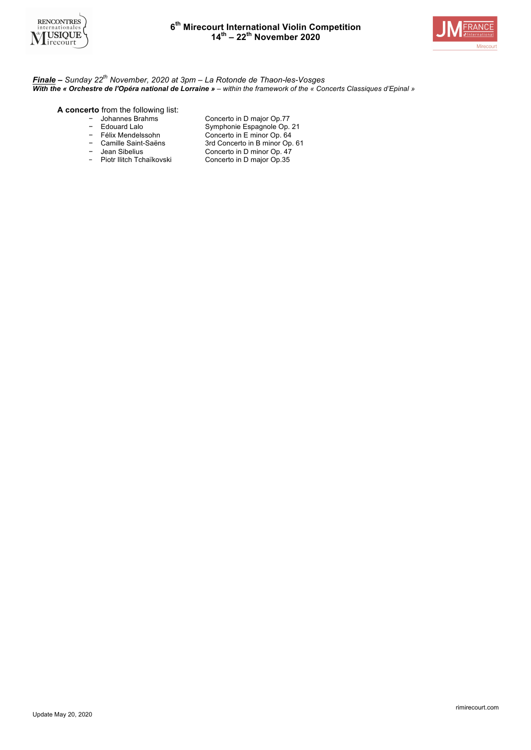***Finale*** *– Sunday 22th November, 2020 at 3pm – La Rotonde de Thaon-les-Vosges*
***With the « Orchestre de l'Opéra national de Lorraine »*** *– within the framework of the « Concerts Classiques d'Epinal »*

**A concerto** from the following list:

| | |
|---|---|
| − Johannes Brahms | Concerto in D major Op.77 |
| − Edouard Lalo | Symphonie Espagnole Op. 21 |
| − Félix Mendelssohn | Concerto in E minor Op. 64 |
| − Camille Saint-Saëns | 3rd Concerto in B minor Op. 61 |
| − Jean Sibelius | Concerto in D minor Op. 47 |
| − Piotr Ilitch Tchaïkovski | Concerto in D major Op.35 |

Update May 20, 2020